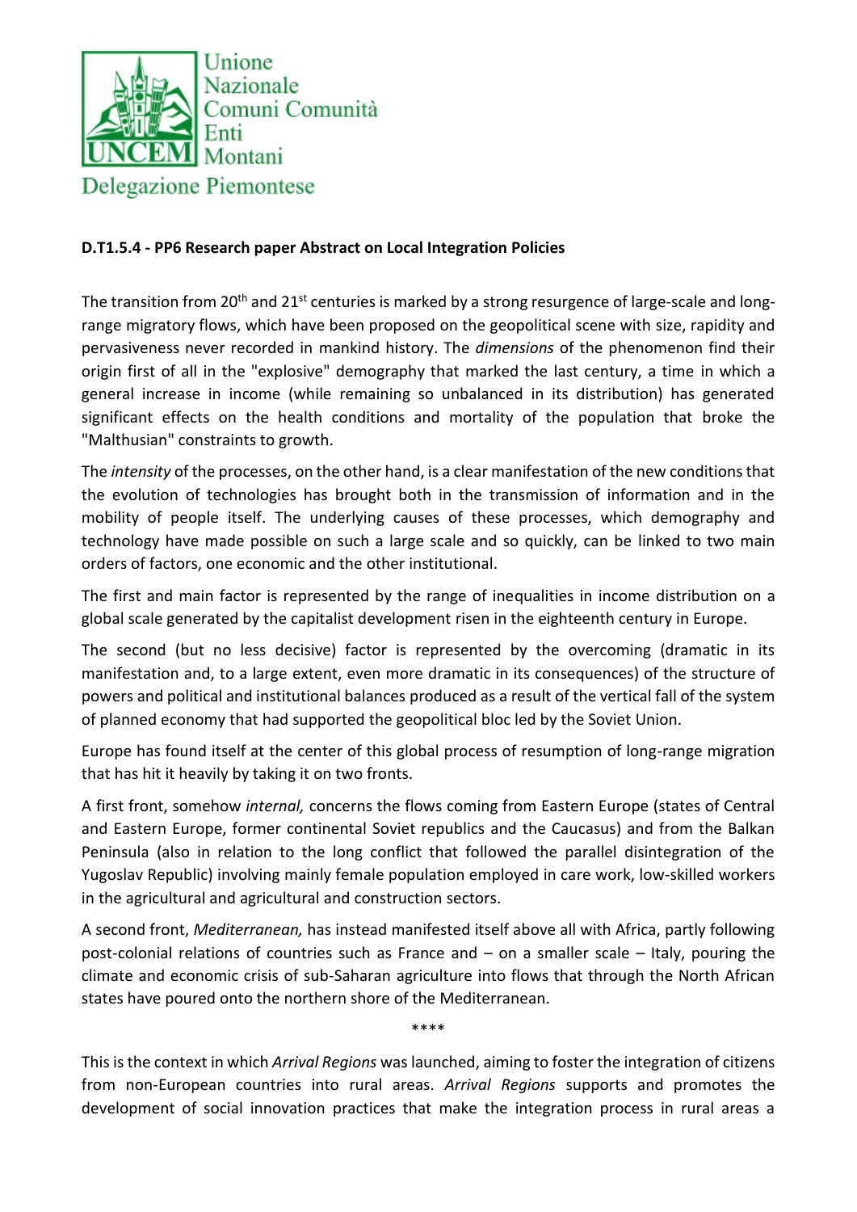Unione Nazionale Comuni Comunità Enti Montani

UNCEM

Delegazione Piemontese

**D.T1.5.4 - PP6 Research paper Abstract on Local Integration Policies**

The transition from 20th and 21st centuries is marked by a strong resurgence of large-scale and long-range migratory flows, which have been proposed on the geopolitical scene with size, rapidity and pervasiveness never recorded in mankind history. The *dimensions* of the phenomenon find their origin first of all in the "explosive" demography that marked the last century, a time in which a general increase in income (while remaining so unbalanced in its distribution) has generated significant effects on the health conditions and mortality of the population that broke the "Malthusian" constraints to growth.

The *intensity* of the processes, on the other hand, is a clear manifestation of the new conditions that the evolution of technologies has brought both in the transmission of information and in the mobility of people itself. The underlying causes of these processes, which demography and technology have made possible on such a large scale and so quickly, can be linked to two main orders of factors, one economic and the other institutional.

The first and main factor is represented by the range of inequalities in income distribution on a global scale generated by the capitalist development risen in the eighteenth century in Europe.

The second (but no less decisive) factor is represented by the overcoming (dramatic in its manifestation and, to a large extent, even more dramatic in its consequences) of the structure of powers and political and institutional balances produced as a result of the vertical fall of the system of planned economy that had supported the geopolitical bloc led by the Soviet Union.

Europe has found itself at the center of this global process of resumption of long-range migration that has hit it heavily by taking it on two fronts.

A first front, somehow *internal,* concerns the flows coming from Eastern Europe (states of Central and Eastern Europe, former continental Soviet republics and the Caucasus) and from the Balkan Peninsula (also in relation to the long conflict that followed the parallel disintegration of the Yugoslav Republic) involving mainly female population employed in care work, low-skilled workers in the agricultural and agricultural and construction sectors.

A second front, *Mediterranean,* has instead manifested itself above all with Africa, partly following post-colonial relations of countries such as France and – on a smaller scale – Italy, pouring the climate and economic crisis of sub-Saharan agriculture into flows that through the North African states have poured onto the northern shore of the Mediterranean.

\*\*\*\*

This is the context in which *Arrival Regions* was launched, aiming to foster the integration of citizens from non-European countries into rural areas. *Arrival Regions* supports and promotes the development of social innovation practices that make the integration process in rural areas a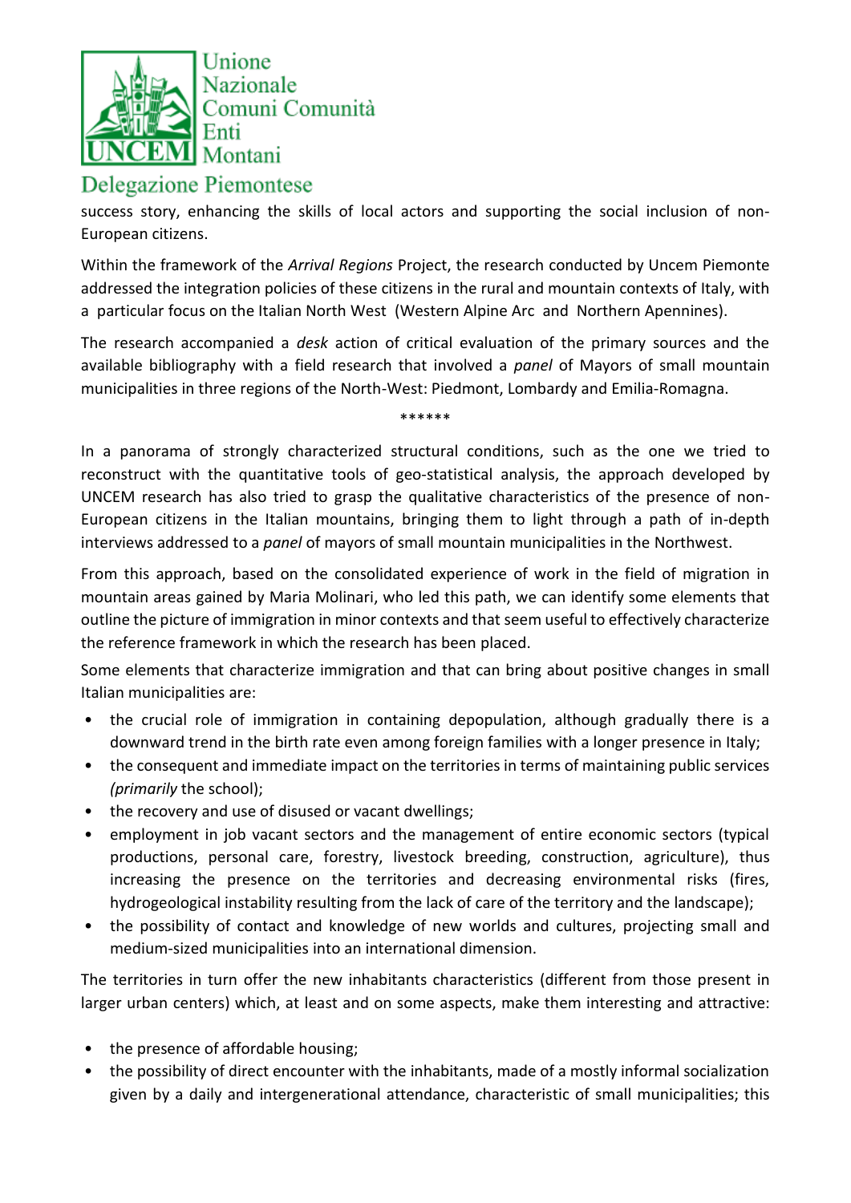success story, enhancing the skills of local actors and supporting the social inclusion of non-European citizens.

Within the framework of the *Arrival Regions* Project, the research conducted by Uncem Piemonte addressed the integration policies of these citizens in the rural and mountain contexts of Italy, with a particular focus on the Italian North West (Western Alpine Arc and Northern Apennines).

The research accompanied a *desk* action of critical evaluation of the primary sources and the available bibliography with a field research that involved a *panel* of Mayors of small mountain municipalities in three regions of the North-West: Piedmont, Lombardy and Emilia-Romagna.

******

In a panorama of strongly characterized structural conditions, such as the one we tried to reconstruct with the quantitative tools of geo-statistical analysis, the approach developed by UNCEM research has also tried to grasp the qualitative characteristics of the presence of non-European citizens in the Italian mountains, bringing them to light through a path of in-depth interviews addressed to a *panel* of mayors of small mountain municipalities in the Northwest.

From this approach, based on the consolidated experience of work in the field of migration in mountain areas gained by Maria Molinari, who led this path, we can identify some elements that outline the picture of immigration in minor contexts and that seem useful to effectively characterize the reference framework in which the research has been placed.

Some elements that characterize immigration and that can bring about positive changes in small Italian municipalities are:

- the crucial role of immigration in containing depopulation, although gradually there is a downward trend in the birth rate even among foreign families with a longer presence in Italy;
- the consequent and immediate impact on the territories in terms of maintaining public services *(primarily* the school);
- the recovery and use of disused or vacant dwellings;
- employment in job vacant sectors and the management of entire economic sectors (typical productions, personal care, forestry, livestock breeding, construction, agriculture), thus increasing the presence on the territories and decreasing environmental risks (fires, hydrogeological instability resulting from the lack of care of the territory and the landscape);
- the possibility of contact and knowledge of new worlds and cultures, projecting small and medium-sized municipalities into an international dimension.

The territories in turn offer the new inhabitants characteristics (different from those present in larger urban centers) which, at least and on some aspects, make them interesting and attractive:

- the presence of affordable housing;
- the possibility of direct encounter with the inhabitants, made of a mostly informal socialization given by a daily and intergenerational attendance, characteristic of small municipalities; this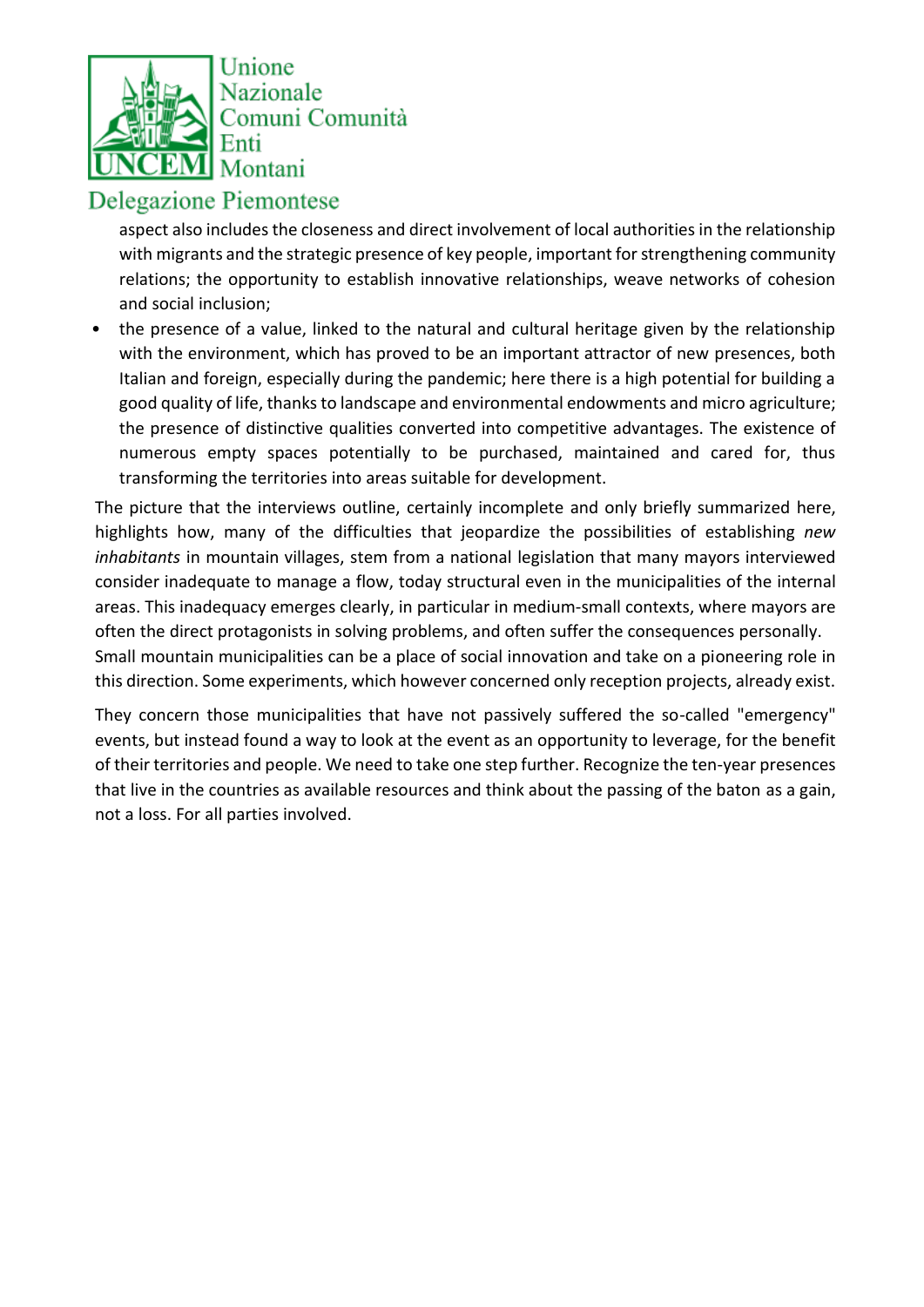aspect also includes the closeness and direct involvement of local authorities in the relationship with migrants and the strategic presence of key people, important for strengthening community relations; the opportunity to establish innovative relationships, weave networks of cohesion and social inclusion;

- the presence of a value, linked to the natural and cultural heritage given by the relationship with the environment, which has proved to be an important attractor of new presences, both Italian and foreign, especially during the pandemic; here there is a high potential for building a good quality of life, thanks to landscape and environmental endowments and micro agriculture; the presence of distinctive qualities converted into competitive advantages. The existence of numerous empty spaces potentially to be purchased, maintained and cared for, thus transforming the territories into areas suitable for development.

The picture that the interviews outline, certainly incomplete and only briefly summarized here, highlights how, many of the difficulties that jeopardize the possibilities of establishing *new inhabitants* in mountain villages, stem from a national legislation that many mayors interviewed consider inadequate to manage a flow, today structural even in the municipalities of the internal areas. This inadequacy emerges clearly, in particular in medium-small contexts, where mayors are often the direct protagonists in solving problems, and often suffer the consequences personally.
Small mountain municipalities can be a place of social innovation and take on a pioneering role in this direction. Some experiments, which however concerned only reception projects, already exist.

They concern those municipalities that have not passively suffered the so-called "emergency" events, but instead found a way to look at the event as an opportunity to leverage, for the benefit of their territories and people. We need to take one step further. Recognize the ten-year presences that live in the countries as available resources and think about the passing of the baton as a gain, not a loss. For all parties involved.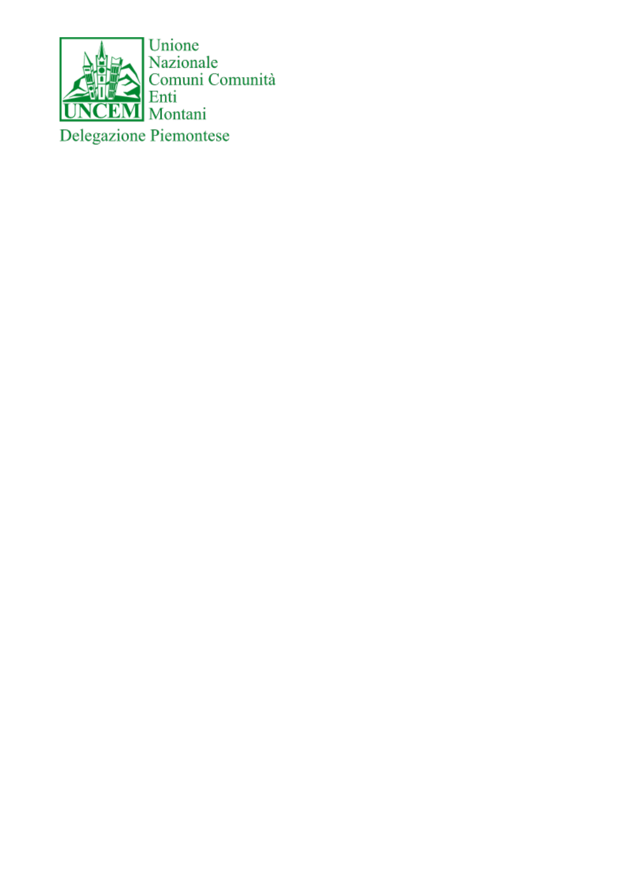Unione
Nazionale
Comuni Comunità
Enti
Montani

UNCEM

Delegazione Piemontese